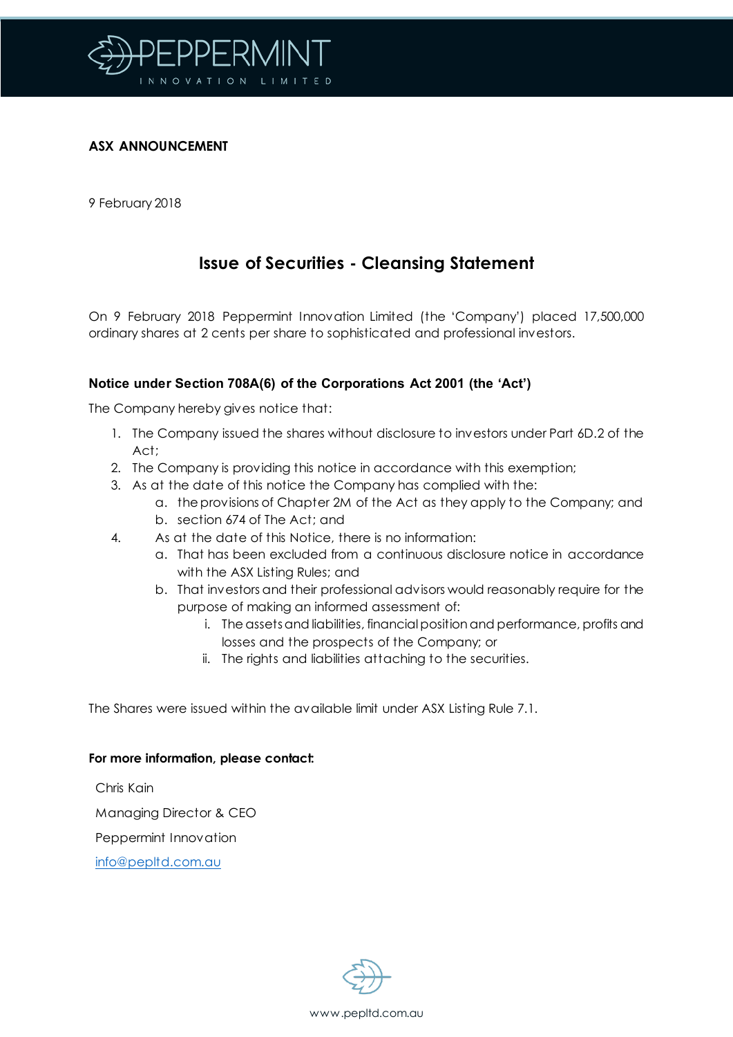**ASX ANNOUNCEMENT**

9 February 2018

# Issue of Securities - Cleansing Statement

On 9 February 2018 Peppermint Innovation Limited (the 'Company') placed 17,500,000 ordinary shares at 2 cents per share to sophisticated and professional investors.

### Notice under Section 708A(6) of the Corporations Act 2001 (the 'Act')

The Company hereby gives notice that:

1. The Company issued the shares without disclosure to investors under Part 6D.2 of the Act;
2. The Company is providing this notice in accordance with this exemption;
3. As at the date of this notice the Company has complied with the:
    a. the provisions of Chapter 2M of the Act as they apply to the Company; and
    b. section 674 of The Act; and
4. As at the date of this Notice, there is no information:
    a. That has been excluded from a continuous disclosure notice in accordance with the ASX Listing Rules; and
    b. That investors and their professional advisors would reasonably require for the purpose of making an informed assessment of:
        i. The assets and liabilities, financial position and performance, profits and losses and the prospects of the Company; or
        ii. The rights and liabilities attaching to the securities.

The Shares were issued within the available limit under ASX Listing Rule 7.1.

**For more information, please contact:**

Chris Kain

Managing Director & CEO

Peppermint Innovation

info@pepltd.com.au

www.pepltd.com.au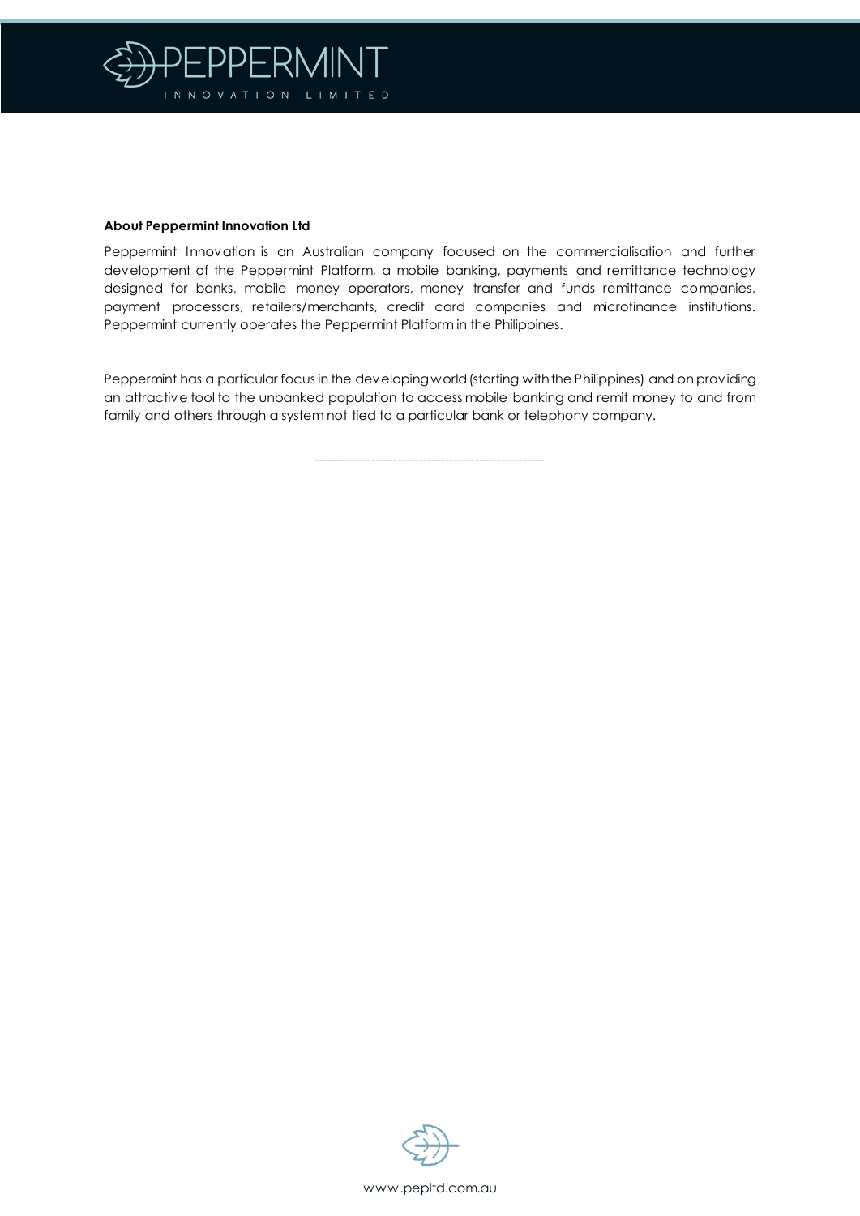**About Peppermint Innovation Ltd**

Peppermint Innovation is an Australian company focused on the commercialisation and further development of the Peppermint Platform, a mobile banking, payments and remittance technology designed for banks, mobile money operators, money transfer and funds remittance companies, payment processors, retailers/merchants, credit card companies and microfinance institutions. Peppermint currently operates the Peppermint Platform in the Philippines.

Peppermint has a particular focus in the developing world (starting with the Philippines) and on providing an attractive tool to the unbanked population to access mobile banking and remit money to and from family and others through a system not tied to a particular bank or telephony company.

-----------------------------------------------------

www.pepltd.com.au